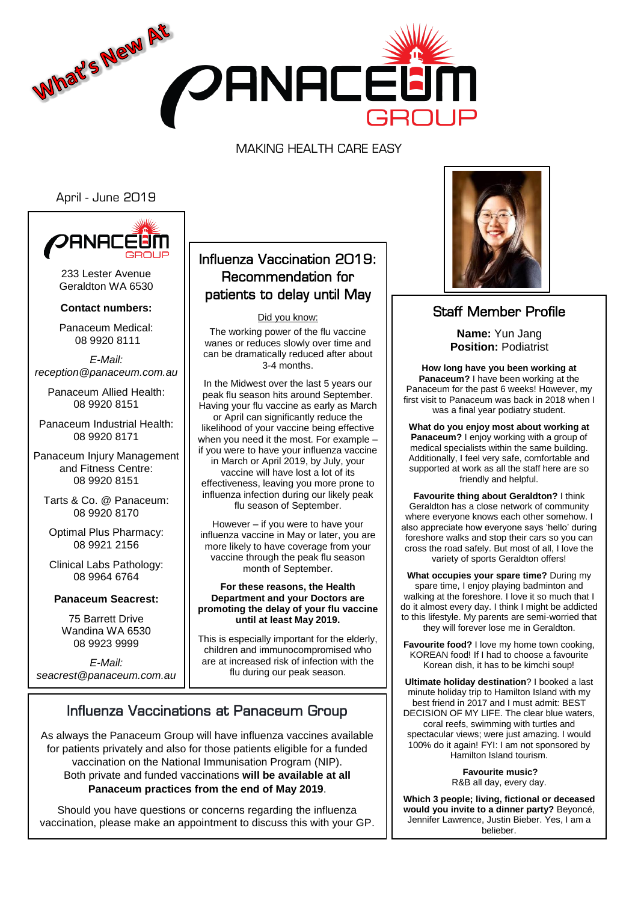What's New At

# PANACEUM GROUP

MAKING HEALTH CARE EASY

April - June 2019

PANACEUM GROUP

233 Lester Avenue
Geraldton WA 6530

**Contact numbers:**

Panaceum Medical:
08 9920 8111

*E-Mail:*
*reception@panaceum.com.au*

Panaceum Allied Health:
08 9920 8151

Panaceum Industrial Health:
08 9920 8171

Panaceum Injury Management and Fitness Centre:
08 9920 8151

Tarts & Co. @ Panaceum:
08 9920 8170

Optimal Plus Pharmacy:
08 9921 2156

Clinical Labs Pathology:
08 9964 6764

**Panaceum Seacrest:**

75 Barrett Drive
Wandina WA 6530
08 9923 9999

*E-Mail:*
*seacrest@panaceum.com.au*

## Influenza Vaccination 2019: Recommendation for patients to delay until May

Did you know:

The working power of the flu vaccine wanes or reduces slowly over time and can be dramatically reduced after about 3-4 months.

In the Midwest over the last 5 years our peak flu season hits around September. Having your flu vaccine as early as March or April can significantly reduce the likelihood of your vaccine being effective when you need it the most. For example – if you were to have your influenza vaccine in March or April 2019, by July, your vaccine will have lost a lot of its effectiveness, leaving you more prone to influenza infection during our likely peak flu season of September.

However – if you were to have your influenza vaccine in May or later, you are more likely to have coverage from your vaccine through the peak flu season month of September.

**For these reasons, the Health Department and your Doctors are promoting the delay of your flu vaccine until at least May 2019.**

This is especially important for the elderly, children and immunocompromised who are at increased risk of infection with the flu during our peak season.

## Influenza Vaccinations at Panaceum Group

As always the Panaceum Group will have influenza vaccines available for patients privately and also for those patients eligible for a funded vaccination on the National Immunisation Program (NIP). Both private and funded vaccinations **will be available at all Panaceum practices from the end of May 2019**.

Should you have questions or concerns regarding the influenza vaccination, please make an appointment to discuss this with your GP.

## Staff Member Profile

**Name:** Yun Jang
**Position:** Podiatrist

**How long have you been working at Panaceum?** I have been working at the Panaceum for the past 6 weeks! However, my first visit to Panaceum was back in 2018 when I was a final year podiatry student.

**What do you enjoy most about working at Panaceum?** I enjoy working with a group of medical specialists within the same building. Additionally, I feel very safe, comfortable and supported at work as all the staff here are so friendly and helpful.

**Favourite thing about Geraldton?** I think Geraldton has a close network of community where everyone knows each other somehow. I also appreciate how everyone says 'hello' during foreshore walks and stop their cars so you can cross the road safely. But most of all, I love the variety of sports Geraldton offers!

**What occupies your spare time?** During my spare time, I enjoy playing badminton and walking at the foreshore. I love it so much that I do it almost every day. I think I might be addicted to this lifestyle. My parents are semi-worried that they will forever lose me in Geraldton.

**Favourite food?** I love my home town cooking, KOREAN food! If I had to choose a favourite Korean dish, it has to be kimchi soup!

**Ultimate holiday destination**? I booked a last minute holiday trip to Hamilton Island with my best friend in 2017 and I must admit: BEST DECISION OF MY LIFE. The clear blue waters, coral reefs, swimming with turtles and spectacular views; were just amazing. I would 100% do it again! FYI: I am not sponsored by Hamilton Island tourism.

**Favourite music?**
R&B all day, every day.

**Which 3 people; living, fictional or deceased would you invite to a dinner party?** Beyoncé, Jennifer Lawrence, Justin Bieber. Yes, I am a belieber.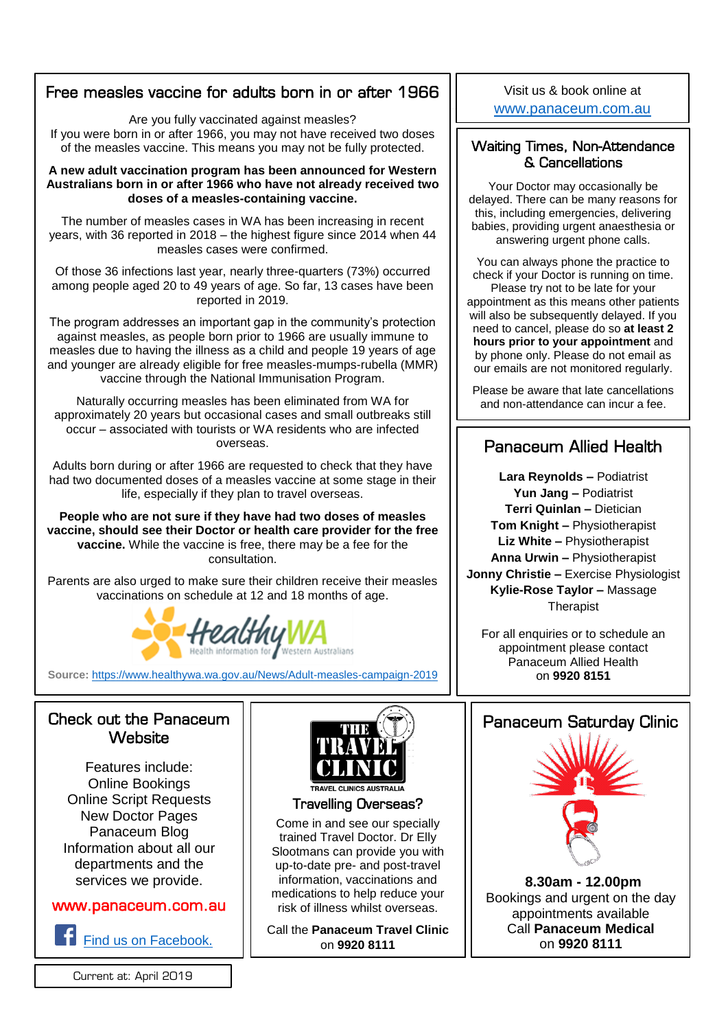## Free measles vaccine for adults born in or after 1966

Are you fully vaccinated against measles?
If you were born in or after 1966, you may not have received two doses of the measles vaccine. This means you may not be fully protected.

**A new adult vaccination program has been announced for Western Australians born in or after 1966 who have not already received two doses of a measles-containing vaccine.**

The number of measles cases in WA has been increasing in recent years, with 36 reported in 2018 – the highest figure since 2014 when 44 measles cases were confirmed.

Of those 36 infections last year, nearly three-quarters (73%) occurred among people aged 20 to 49 years of age. So far, 13 cases have been reported in 2019.

The program addresses an important gap in the community's protection against measles, as people born prior to 1966 are usually immune to measles due to having the illness as a child and people 19 years of age and younger are already eligible for free measles-mumps-rubella (MMR) vaccine through the National Immunisation Program.

Naturally occurring measles has been eliminated from WA for approximately 20 years but occasional cases and small outbreaks still occur – associated with tourists or WA residents who are infected overseas.

Adults born during or after 1966 are requested to check that they have had two documented doses of a measles vaccine at some stage in their life, especially if they plan to travel overseas.

**People who are not sure if they have had two doses of measles vaccine, should see their Doctor or health care provider for the free vaccine.** While the vaccine is free, there may be a fee for the consultation.

Parents are also urged to make sure their children receive their measles vaccinations on schedule at 12 and 18 months of age.

HealthyWA
Health information for Western Australians

**Source:** https://www.healthywa.wa.gov.au/News/Adult-measles-campaign-2019

Visit us & book online at
www.panaceum.com.au

## Waiting Times, Non-Attendance & Cancellations

Your Doctor may occasionally be delayed. There can be many reasons for this, including emergencies, delivering babies, providing urgent anaesthesia or answering urgent phone calls.

You can always phone the practice to check if your Doctor is running on time. Please try not to be late for your appointment as this means other patients will also be subsequently delayed. If you need to cancel, please do so **at least 2 hours prior to your appointment** and by phone only. Please do not email as our emails are not monitored regularly.

Please be aware that late cancellations and non-attendance can incur a fee.

## Panaceum Allied Health

**Lara Reynolds –** Podiatrist
**Yun Jang –** Podiatrist
**Terri Quinlan –** Dietician
**Tom Knight –** Physiotherapist
**Liz White –** Physiotherapist
**Anna Urwin –** Physiotherapist
**Jonny Christie –** Exercise Physiologist
**Kylie-Rose Taylor –** Massage Therapist

For all enquiries or to schedule an appointment please contact Panaceum Allied Health on **9920 8151**

## Check out the Panaceum Website

Features include:
Online Bookings
Online Script Requests
New Doctor Pages
Panaceum Blog
Information about all our departments and the services we provide.

www.panaceum.com.au

Find us on Facebook.

## THE TRAVEL CLINIC

TRAVEL CLINICS AUSTRALIA

### Travelling Overseas?

Come in and see our specially trained Travel Doctor. Dr Elly Slootmans can provide you with up-to-date pre- and post-travel information, vaccinations and medications to help reduce your risk of illness whilst overseas.

Call the **Panaceum Travel Clinic** on **9920 8111**

## Panaceum Saturday Clinic

**8.30am - 12.00pm**
Bookings and urgent on the day appointments available
Call **Panaceum Medical** on **9920 8111**

Current at: April 2019